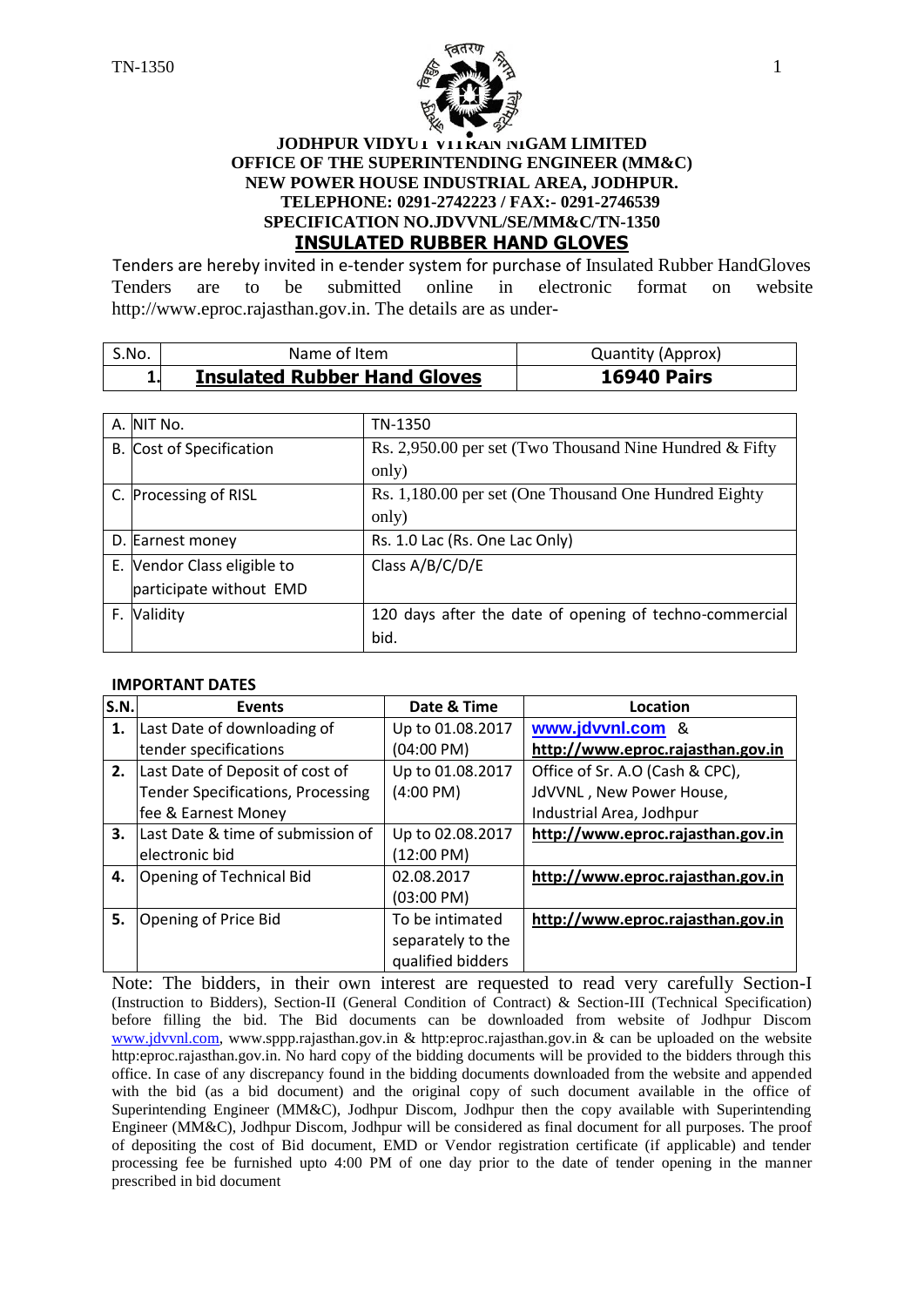**JODHPUR VIDYUT VITRAN NIGAM LIMITED**
**OFFICE OF THE SUPERINTENDING ENGINEER (MM&C)**
**NEW POWER HOUSE INDUSTRIAL AREA, JODHPUR.**
**TELEPHONE: 0291-2742223 / FAX:- 0291-2746539**
**SPECIFICATION NO.JDVVNL/SE/MM&C/TN-1350**

# INSULATED RUBBER HAND GLOVES

Tenders are hereby invited in e-tender system for purchase of Insulated Rubber HandGloves Tenders are to be submitted online in electronic format on website http://www.eproc.rajasthan.gov.in. The details are as under-

| S.No. | Name of Item | Quantity (Approx) |
|---|---|---|
| **1.** | **Insulated Rubber Hand Gloves** | **16940 Pairs** |

| | | |
|---|---|---|
| A. | NIT No. | TN-1350 |
| B. | Cost of Specification | Rs. 2,950.00 per set (Two Thousand Nine Hundred & Fifty only) |
| C. | Processing of RISL | Rs. 1,180.00 per set (One Thousand One Hundred Eighty only) |
| D. | Earnest money | Rs. 1.0 Lac (Rs. One Lac Only) |
| E. | Vendor Class eligible to participate without EMD | Class A/B/C/D/E |
| F. | Validity | 120 days after the date of opening of techno-commercial bid. |

**IMPORTANT DATES**

| S.N. | Events | Date & Time | Location |
|---|---|---|---|
| **1.** | Last Date of downloading of tender specifications | Up to 01.08.2017 (04:00 PM) | **www.jdvvnl.com** & **http://www.eproc.rajasthan.gov.in** |
| **2.** | Last Date of Deposit of cost of Tender Specifications, Processing fee & Earnest Money | Up to 01.08.2017 (4:00 PM) | Office of Sr. A.O (Cash & CPC), JdVVNL , New Power House, Industrial Area, Jodhpur |
| **3.** | Last Date & time of submission of electronic bid | Up to 02.08.2017 (12:00 PM) | **http://www.eproc.rajasthan.gov.in** |
| **4.** | Opening of Technical Bid | 02.08.2017 (03:00 PM) | **http://www.eproc.rajasthan.gov.in** |
| **5.** | Opening of Price Bid | To be intimated separately to the qualified bidders | **http://www.eproc.rajasthan.gov.in** |

Note: The bidders, in their own interest are requested to read very carefully Section-I (Instruction to Bidders), Section-II (General Condition of Contract) & Section-III (Technical Specification) before filling the bid. The Bid documents can be downloaded from website of Jodhpur Discom www.jdvvnl.com, www.sppp.rajasthan.gov.in & http:eproc.rajasthan.gov.in & can be uploaded on the website http:eproc.rajasthan.gov.in. No hard copy of the bidding documents will be provided to the bidders through this office. In case of any discrepancy found in the bidding documents downloaded from the website and appended with the bid (as a bid document) and the original copy of such document available in the office of Superintending Engineer (MM&C), Jodhpur Discom, Jodhpur then the copy available with Superintending Engineer (MM&C), Jodhpur Discom, Jodhpur will be considered as final document for all purposes. The proof of depositing the cost of Bid document, EMD or Vendor registration certificate (if applicable) and tender processing fee be furnished upto 4:00 PM of one day prior to the date of tender opening in the manner prescribed in bid document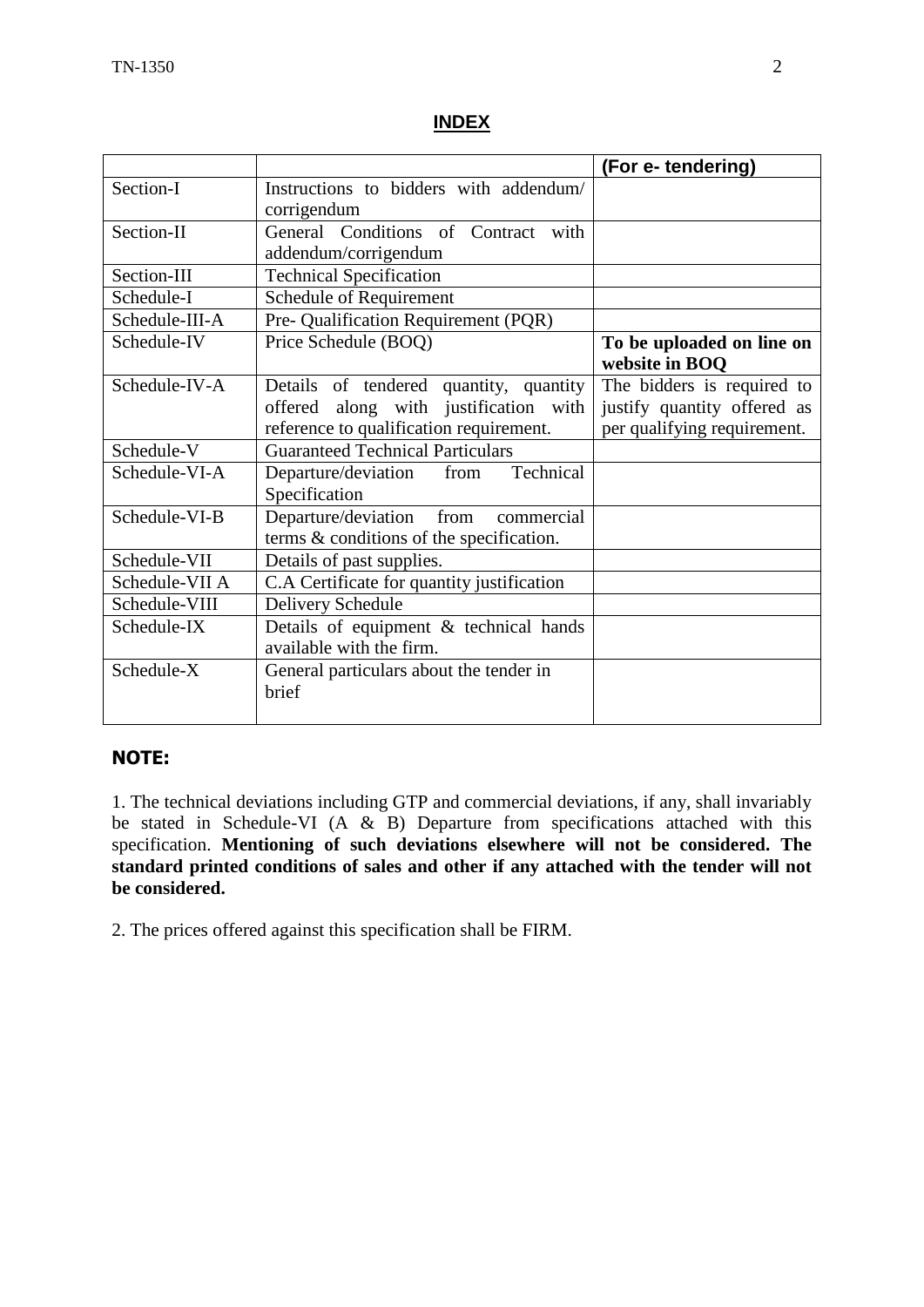# INDEX

| | | (For e- tendering) |
|---|---|---|
| Section-I | Instructions to bidders with addendum/ corrigendum | |
| Section-II | General Conditions of Contract with addendum/corrigendum | |
| Section-III | Technical Specification | |
| Schedule-I | Schedule of Requirement | |
| Schedule-III-A | Pre- Qualification Requirement (PQR) | |
| Schedule-IV | Price Schedule (BOQ) | **To be uploaded on line on website in BOQ** |
| Schedule-IV-A | Details of tendered quantity, quantity offered along with justification with reference to qualification requirement. | The bidders is required to justify quantity offered as per qualifying requirement. |
| Schedule-V | Guaranteed Technical Particulars | |
| Schedule-VI-A | Departure/deviation from Technical Specification | |
| Schedule-VI-B | Departure/deviation from commercial terms & conditions of the specification. | |
| Schedule-VII | Details of past supplies. | |
| Schedule-VII A | C.A Certificate for quantity justification | |
| Schedule-VIII | Delivery Schedule | |
| Schedule-IX | Details of equipment & technical hands available with the firm. | |
| Schedule-X | General particulars about the tender in brief | |

**NOTE:**

1. The technical deviations including GTP and commercial deviations, if any, shall invariably be stated in Schedule-VI (A & B) Departure from specifications attached with this specification. **Mentioning of such deviations elsewhere will not be considered. The standard printed conditions of sales and other if any attached with the tender will not be considered.**

2. The prices offered against this specification shall be FIRM.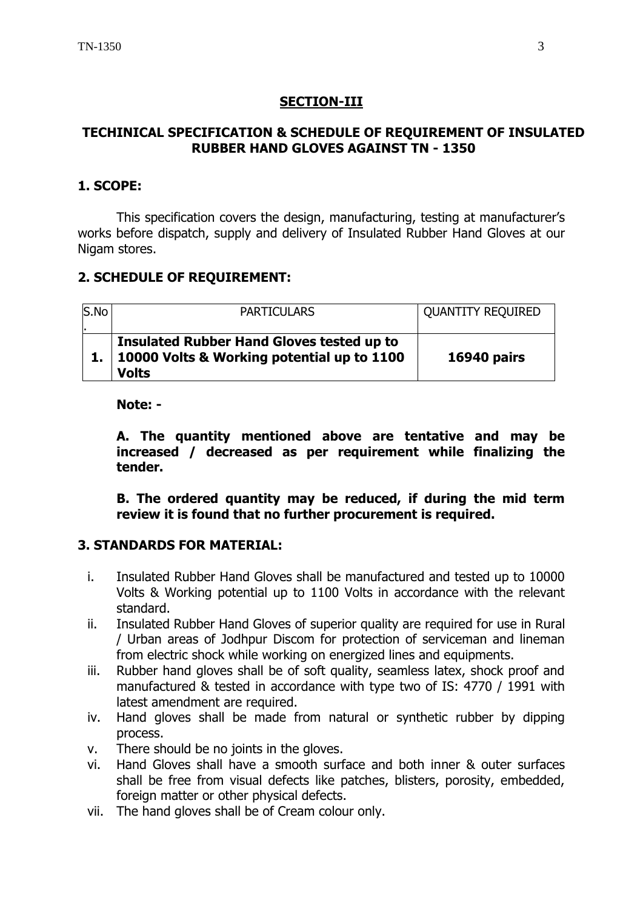## SECTION-III

## TECHINICAL SPECIFICATION & SCHEDULE OF REQUIREMENT OF INSULATED RUBBER HAND GLOVES AGAINST TN - 1350

### 1. SCOPE:

This specification covers the design, manufacturing, testing at manufacturer's works before dispatch, supply and delivery of Insulated Rubber Hand Gloves at our Nigam stores.

### 2. SCHEDULE OF REQUIREMENT:

| S.No. | PARTICULARS | QUANTITY REQUIRED |
|---|---|---|
| **1.** | **Insulated Rubber Hand Gloves tested up to 10000 Volts & Working potential up to 1100 Volts** | **16940 pairs** |

**Note: -**

**A. The quantity mentioned above are tentative and may be increased / decreased as per requirement while finalizing the tender.**

**B. The ordered quantity may be reduced, if during the mid term review it is found that no further procurement is required.**

### 3. STANDARDS FOR MATERIAL:

i. Insulated Rubber Hand Gloves shall be manufactured and tested up to 10000 Volts & Working potential up to 1100 Volts in accordance with the relevant standard.

ii. Insulated Rubber Hand Gloves of superior quality are required for use in Rural / Urban areas of Jodhpur Discom for protection of serviceman and lineman from electric shock while working on energized lines and equipments.

iii. Rubber hand gloves shall be of soft quality, seamless latex, shock proof and manufactured & tested in accordance with type two of IS: 4770 / 1991 with latest amendment are required.

iv. Hand gloves shall be made from natural or synthetic rubber by dipping process.

v. There should be no joints in the gloves.

vi. Hand Gloves shall have a smooth surface and both inner & outer surfaces shall be free from visual defects like patches, blisters, porosity, embedded, foreign matter or other physical defects.

vii. The hand gloves shall be of Cream colour only.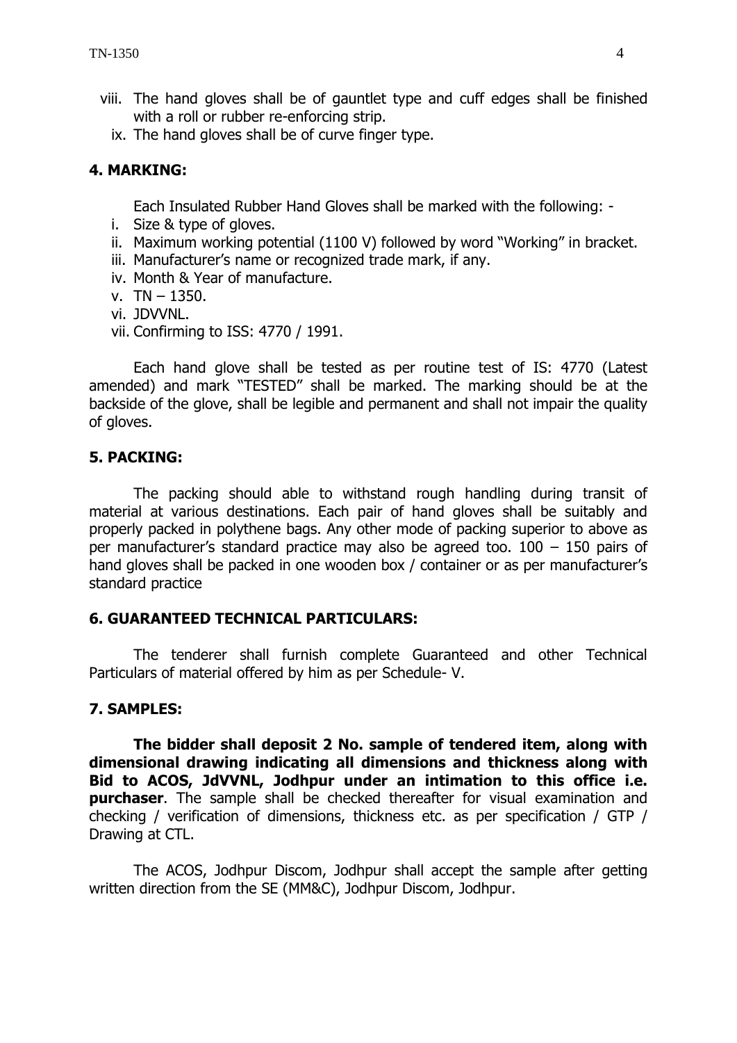viii. The hand gloves shall be of gauntlet type and cuff edges shall be finished with a roll or rubber re-enforcing strip.

ix. The hand gloves shall be of curve finger type.

**4. MARKING:**

Each Insulated Rubber Hand Gloves shall be marked with the following: -

i. Size & type of gloves.
ii. Maximum working potential (1100 V) followed by word "Working" in bracket.
iii. Manufacturer's name or recognized trade mark, if any.
iv. Month & Year of manufacture.
v. TN – 1350.
vi. JDVVNL.
vii. Confirming to ISS: 4770 / 1991.

Each hand glove shall be tested as per routine test of IS: 4770 (Latest amended) and mark "TESTED" shall be marked. The marking should be at the backside of the glove, shall be legible and permanent and shall not impair the quality of gloves.

**5. PACKING:**

The packing should able to withstand rough handling during transit of material at various destinations. Each pair of hand gloves shall be suitably and properly packed in polythene bags. Any other mode of packing superior to above as per manufacturer's standard practice may also be agreed too. 100 – 150 pairs of hand gloves shall be packed in one wooden box / container or as per manufacturer's standard practice

**6. GUARANTEED TECHNICAL PARTICULARS:**

The tenderer shall furnish complete Guaranteed and other Technical Particulars of material offered by him as per Schedule- V.

**7. SAMPLES:**

**The bidder shall deposit 2 No. sample of tendered item, along with dimensional drawing indicating all dimensions and thickness along with Bid to ACOS, JdVVNL, Jodhpur under an intimation to this office i.e. purchaser**. The sample shall be checked thereafter for visual examination and checking / verification of dimensions, thickness etc. as per specification / GTP / Drawing at CTL.

The ACOS, Jodhpur Discom, Jodhpur shall accept the sample after getting written direction from the SE (MM&C), Jodhpur Discom, Jodhpur.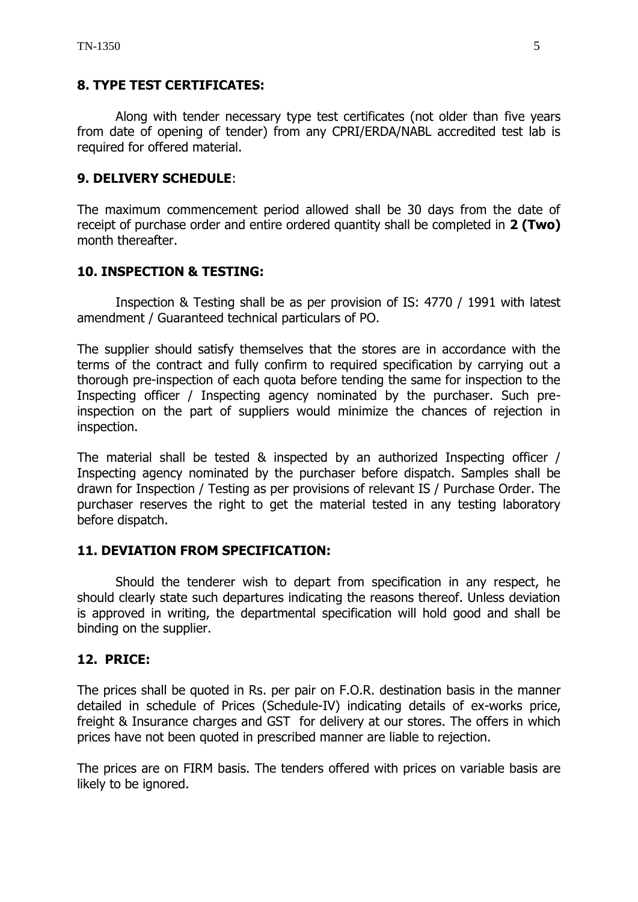**8. TYPE TEST CERTIFICATES:**

Along with tender necessary type test certificates (not older than five years from date of opening of tender) from any CPRI/ERDA/NABL accredited test lab is required for offered material.

**9. DELIVERY SCHEDULE**:

The maximum commencement period allowed shall be 30 days from the date of receipt of purchase order and entire ordered quantity shall be completed in **2 (Two)** month thereafter.

**10. INSPECTION & TESTING:**

Inspection & Testing shall be as per provision of IS: 4770 / 1991 with latest amendment / Guaranteed technical particulars of PO.

The supplier should satisfy themselves that the stores are in accordance with the terms of the contract and fully confirm to required specification by carrying out a thorough pre-inspection of each quota before tending the same for inspection to the Inspecting officer / Inspecting agency nominated by the purchaser. Such pre-inspection on the part of suppliers would minimize the chances of rejection in inspection.

The material shall be tested & inspected by an authorized Inspecting officer / Inspecting agency nominated by the purchaser before dispatch. Samples shall be drawn for Inspection / Testing as per provisions of relevant IS / Purchase Order. The purchaser reserves the right to get the material tested in any testing laboratory before dispatch.

**11. DEVIATION FROM SPECIFICATION:**

Should the tenderer wish to depart from specification in any respect, he should clearly state such departures indicating the reasons thereof. Unless deviation is approved in writing, the departmental specification will hold good and shall be binding on the supplier.

**12. PRICE:**

The prices shall be quoted in Rs. per pair on F.O.R. destination basis in the manner detailed in schedule of Prices (Schedule-IV) indicating details of ex-works price, freight & Insurance charges and GST for delivery at our stores. The offers in which prices have not been quoted in prescribed manner are liable to rejection.

The prices are on FIRM basis. The tenders offered with prices on variable basis are likely to be ignored.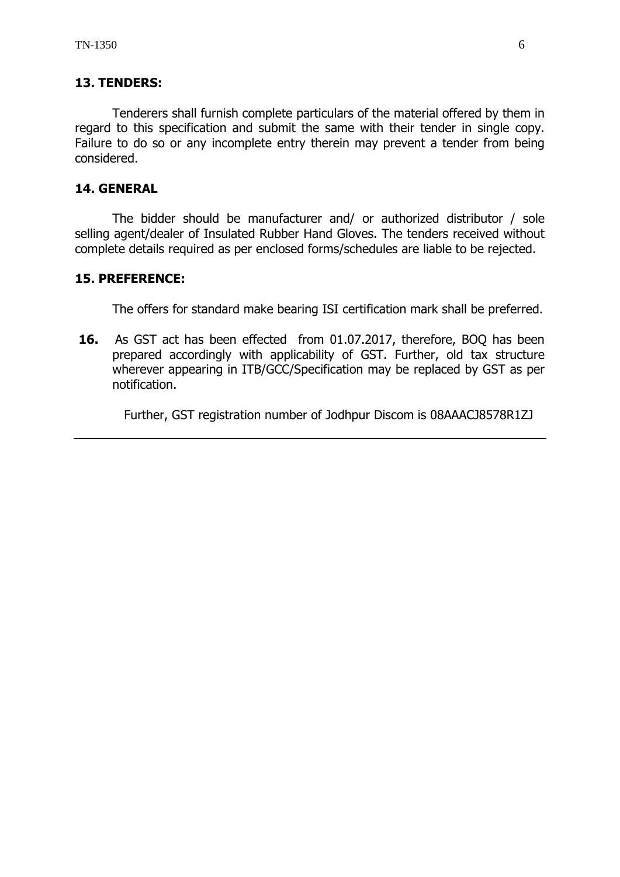## 13. TENDERS:

Tenderers shall furnish complete particulars of the material offered by them in regard to this specification and submit the same with their tender in single copy. Failure to do so or any incomplete entry therein may prevent a tender from being considered.

## 14. GENERAL

The bidder should be manufacturer and/ or authorized distributor / sole selling agent/dealer of Insulated Rubber Hand Gloves. The tenders received without complete details required as per enclosed forms/schedules are liable to be rejected.

## 15. PREFERENCE:

The offers for standard make bearing ISI certification mark shall be preferred.

**16.** As GST act has been effected from 01.07.2017, therefore, BOQ has been prepared accordingly with applicability of GST. Further, old tax structure wherever appearing in ITB/GCC/Specification may be replaced by GST as per notification.

Further, GST registration number of Jodhpur Discom is 08AAACJ8578R1ZJ

---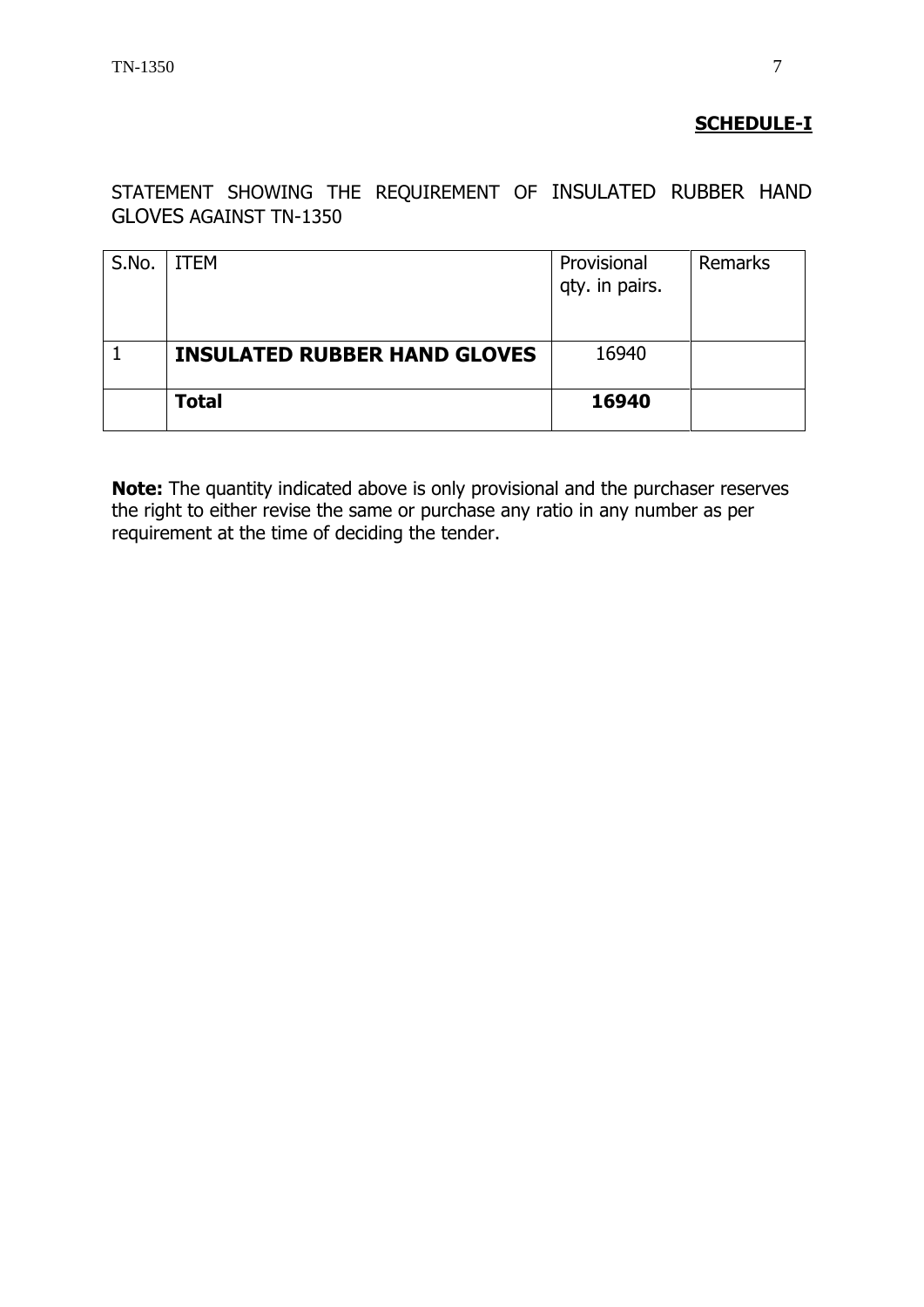**SCHEDULE-I**

STATEMENT SHOWING THE REQUIREMENT OF INSULATED RUBBER HAND GLOVES AGAINST TN-1350

| S.No. | ITEM | Provisional qty. in pairs. | Remarks |
|---|---|---|---|
| 1 | **INSULATED RUBBER HAND GLOVES** | 16940 | |
| | **Total** | **16940** | |

**Note:** The quantity indicated above is only provisional and the purchaser reserves the right to either revise the same or purchase any ratio in any number as per requirement at the time of deciding the tender.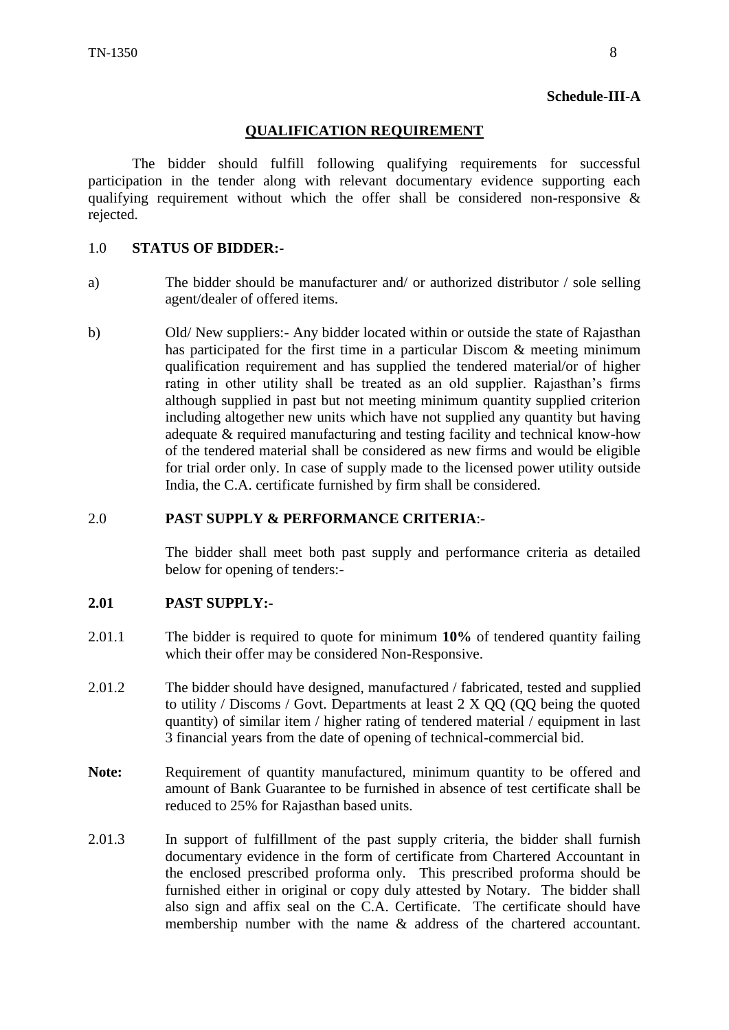**Schedule-III-A**

## QUALIFICATION REQUIREMENT

The bidder should fulfill following qualifying requirements for successful participation in the tender along with relevant documentary evidence supporting each qualifying requirement without which the offer shall be considered non-responsive & rejected.

1.0 **STATUS OF BIDDER:-**

a) The bidder should be manufacturer and/ or authorized distributor / sole selling agent/dealer of offered items.

b) Old/ New suppliers:- Any bidder located within or outside the state of Rajasthan has participated for the first time in a particular Discom & meeting minimum qualification requirement and has supplied the tendered material/or of higher rating in other utility shall be treated as an old supplier. Rajasthan's firms although supplied in past but not meeting minimum quantity supplied criterion including altogether new units which have not supplied any quantity but having adequate & required manufacturing and testing facility and technical know-how of the tendered material shall be considered as new firms and would be eligible for trial order only. In case of supply made to the licensed power utility outside India, the C.A. certificate furnished by firm shall be considered.

2.0 **PAST SUPPLY & PERFORMANCE CRITERIA**:-

The bidder shall meet both past supply and performance criteria as detailed below for opening of tenders:-

**2.01 PAST SUPPLY:-**

2.01.1 The bidder is required to quote for minimum **10%** of tendered quantity failing which their offer may be considered Non-Responsive.

2.01.2 The bidder should have designed, manufactured / fabricated, tested and supplied to utility / Discoms / Govt. Departments at least 2 X QQ (QQ being the quoted quantity) of similar item / higher rating of tendered material / equipment in last 3 financial years from the date of opening of technical-commercial bid.

**Note:** Requirement of quantity manufactured, minimum quantity to be offered and amount of Bank Guarantee to be furnished in absence of test certificate shall be reduced to 25% for Rajasthan based units.

2.01.3 In support of fulfillment of the past supply criteria, the bidder shall furnish documentary evidence in the form of certificate from Chartered Accountant in the enclosed prescribed proforma only. This prescribed proforma should be furnished either in original or copy duly attested by Notary. The bidder shall also sign and affix seal on the C.A. Certificate. The certificate should have membership number with the name & address of the chartered accountant.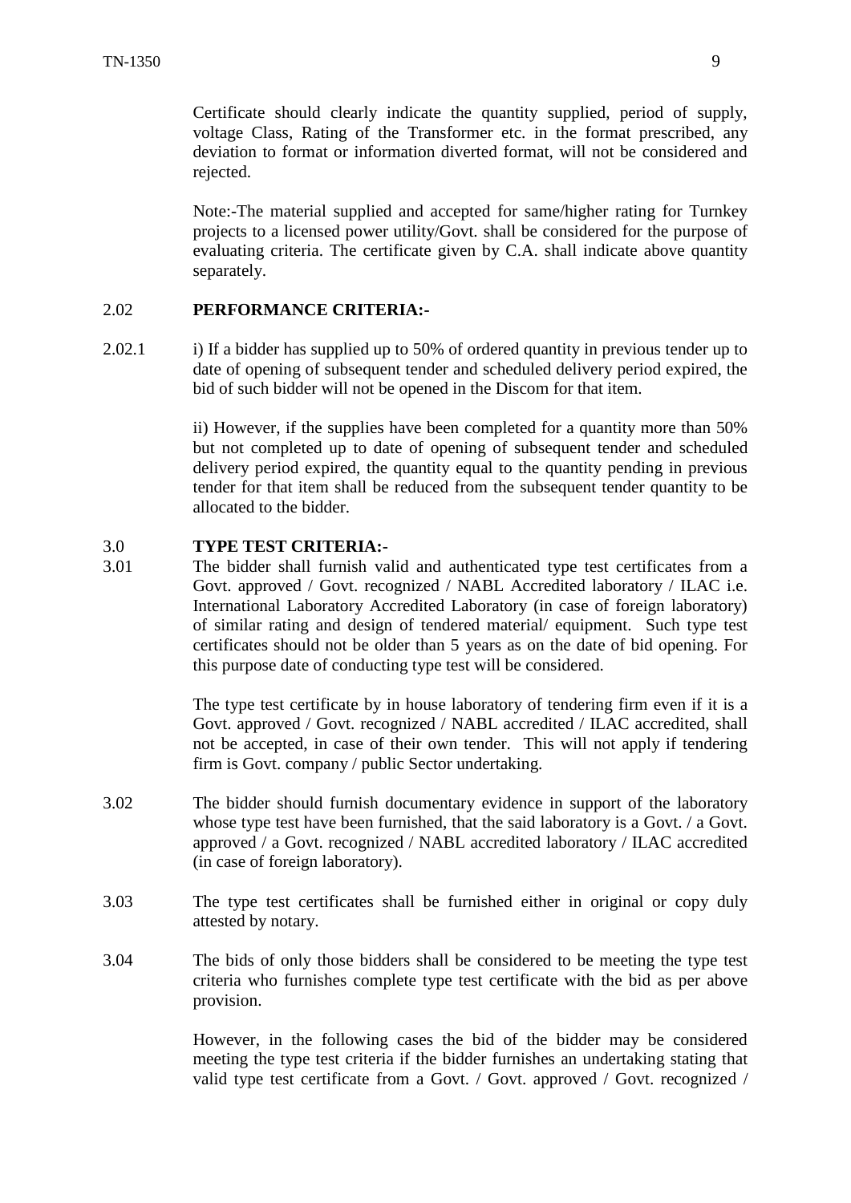Certificate should clearly indicate the quantity supplied, period of supply, voltage Class, Rating of the Transformer etc. in the format prescribed, any deviation to format or information diverted format, will not be considered and rejected.

Note:-The material supplied and accepted for same/higher rating for Turnkey projects to a licensed power utility/Govt. shall be considered for the purpose of evaluating criteria. The certificate given by C.A. shall indicate above quantity separately.

2.02 **PERFORMANCE CRITERIA:-**

2.02.1 i) If a bidder has supplied up to 50% of ordered quantity in previous tender up to date of opening of subsequent tender and scheduled delivery period expired, the bid of such bidder will not be opened in the Discom for that item.

ii) However, if the supplies have been completed for a quantity more than 50% but not completed up to date of opening of subsequent tender and scheduled delivery period expired, the quantity equal to the quantity pending in previous tender for that item shall be reduced from the subsequent tender quantity to be allocated to the bidder.

3.0 **TYPE TEST CRITERIA:-**

3.01 The bidder shall furnish valid and authenticated type test certificates from a Govt. approved / Govt. recognized / NABL Accredited laboratory / ILAC i.e. International Laboratory Accredited Laboratory (in case of foreign laboratory) of similar rating and design of tendered material/ equipment. Such type test certificates should not be older than 5 years as on the date of bid opening. For this purpose date of conducting type test will be considered.

The type test certificate by in house laboratory of tendering firm even if it is a Govt. approved / Govt. recognized / NABL accredited / ILAC accredited, shall not be accepted, in case of their own tender. This will not apply if tendering firm is Govt. company / public Sector undertaking.

3.02 The bidder should furnish documentary evidence in support of the laboratory whose type test have been furnished, that the said laboratory is a Govt. / a Govt. approved / a Govt. recognized / NABL accredited laboratory / ILAC accredited (in case of foreign laboratory).

3.03 The type test certificates shall be furnished either in original or copy duly attested by notary.

3.04 The bids of only those bidders shall be considered to be meeting the type test criteria who furnishes complete type test certificate with the bid as per above provision.

However, in the following cases the bid of the bidder may be considered meeting the type test criteria if the bidder furnishes an undertaking stating that valid type test certificate from a Govt. / Govt. approved / Govt. recognized /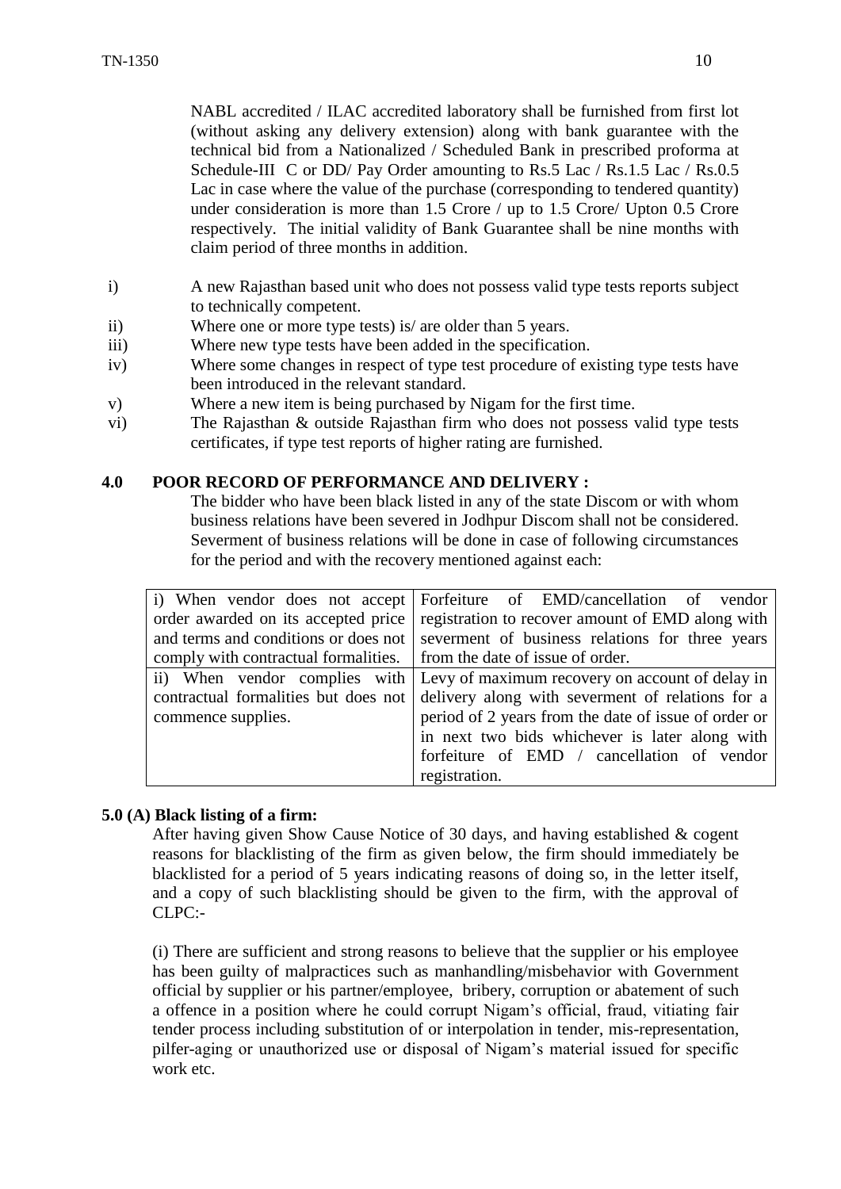NABL accredited / ILAC accredited laboratory shall be furnished from first lot (without asking any delivery extension) along with bank guarantee with the technical bid from a Nationalized / Scheduled Bank in prescribed proforma at Schedule-III C or DD/ Pay Order amounting to Rs.5 Lac / Rs.1.5 Lac / Rs.0.5 Lac in case where the value of the purchase (corresponding to tendered quantity) under consideration is more than 1.5 Crore / up to 1.5 Crore/ Upton 0.5 Crore respectively. The initial validity of Bank Guarantee shall be nine months with claim period of three months in addition.

i) A new Rajasthan based unit who does not possess valid type tests reports subject to technically competent.

ii) Where one or more type tests) is/ are older than 5 years.

iii) Where new type tests have been added in the specification.

iv) Where some changes in respect of type test procedure of existing type tests have been introduced in the relevant standard.

v) Where a new item is being purchased by Nigam for the first time.

vi) The Rajasthan & outside Rajasthan firm who does not possess valid type tests certificates, if type test reports of higher rating are furnished.

**4.0 POOR RECORD OF PERFORMANCE AND DELIVERY :**

The bidder who have been black listed in any of the state Discom or with whom business relations have been severed in Jodhpur Discom shall not be considered. Severment of business relations will be done in case of following circumstances for the period and with the recovery mentioned against each:

| | |
|---|---|
| i) When vendor does not accept order awarded on its accepted price and terms and conditions or does not comply with contractual formalities. | Forfeiture of EMD/cancellation of vendor registration to recover amount of EMD along with severment of business relations for three years from the date of issue of order. |
| ii) When vendor complies with contractual formalities but does not commence supplies. | Levy of maximum recovery on account of delay in delivery along with severment of relations for a period of 2 years from the date of issue of order or in next two bids whichever is later along with forfeiture of EMD / cancellation of vendor registration. |

**5.0 (A) Black listing of a firm:**

After having given Show Cause Notice of 30 days, and having established & cogent reasons for blacklisting of the firm as given below, the firm should immediately be blacklisted for a period of 5 years indicating reasons of doing so, in the letter itself, and a copy of such blacklisting should be given to the firm, with the approval of CLPC:-

(i) There are sufficient and strong reasons to believe that the supplier or his employee has been guilty of malpractices such as manhandling/misbehavior with Government official by supplier or his partner/employee, bribery, corruption or abatement of such a offence in a position where he could corrupt Nigam's official, fraud, vitiating fair tender process including substitution of or interpolation in tender, mis-representation, pilfer-aging or unauthorized use or disposal of Nigam's material issued for specific work etc.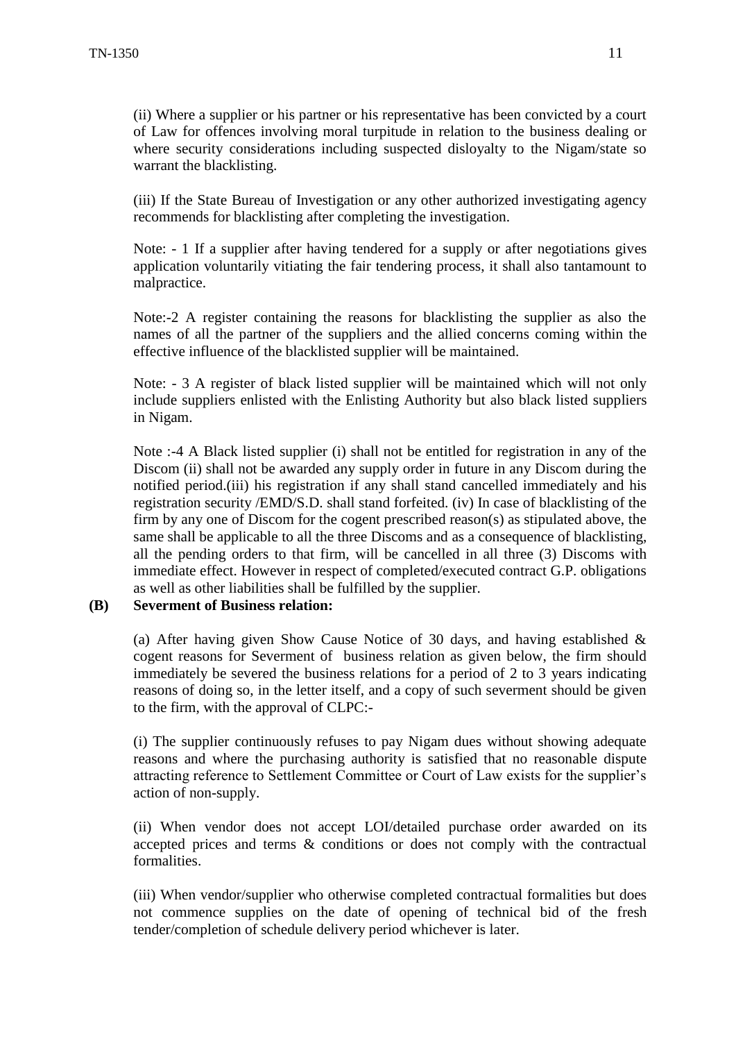(ii) Where a supplier or his partner or his representative has been convicted by a court of Law for offences involving moral turpitude in relation to the business dealing or where security considerations including suspected disloyalty to the Nigam/state so warrant the blacklisting.

(iii) If the State Bureau of Investigation or any other authorized investigating agency recommends for blacklisting after completing the investigation.

Note: - 1 If a supplier after having tendered for a supply or after negotiations gives application voluntarily vitiating the fair tendering process, it shall also tantamount to malpractice.

Note:-2 A register containing the reasons for blacklisting the supplier as also the names of all the partner of the suppliers and the allied concerns coming within the effective influence of the blacklisted supplier will be maintained.

Note: - 3 A register of black listed supplier will be maintained which will not only include suppliers enlisted with the Enlisting Authority but also black listed suppliers in Nigam.

Note :-4 A Black listed supplier (i) shall not be entitled for registration in any of the Discom (ii) shall not be awarded any supply order in future in any Discom during the notified period.(iii) his registration if any shall stand cancelled immediately and his registration security /EMD/S.D. shall stand forfeited. (iv) In case of blacklisting of the firm by any one of Discom for the cogent prescribed reason(s) as stipulated above, the same shall be applicable to all the three Discoms and as a consequence of blacklisting, all the pending orders to that firm, will be cancelled in all three (3) Discoms with immediate effect. However in respect of completed/executed contract G.P. obligations as well as other liabilities shall be fulfilled by the supplier.

**(B) Severment of Business relation:**

(a) After having given Show Cause Notice of 30 days, and having established & cogent reasons for Severment of business relation as given below, the firm should immediately be severed the business relations for a period of 2 to 3 years indicating reasons of doing so, in the letter itself, and a copy of such severment should be given to the firm, with the approval of CLPC:-

(i) The supplier continuously refuses to pay Nigam dues without showing adequate reasons and where the purchasing authority is satisfied that no reasonable dispute attracting reference to Settlement Committee or Court of Law exists for the supplier's action of non-supply.

(ii) When vendor does not accept LOI/detailed purchase order awarded on its accepted prices and terms & conditions or does not comply with the contractual formalities.

(iii) When vendor/supplier who otherwise completed contractual formalities but does not commence supplies on the date of opening of technical bid of the fresh tender/completion of schedule delivery period whichever is later.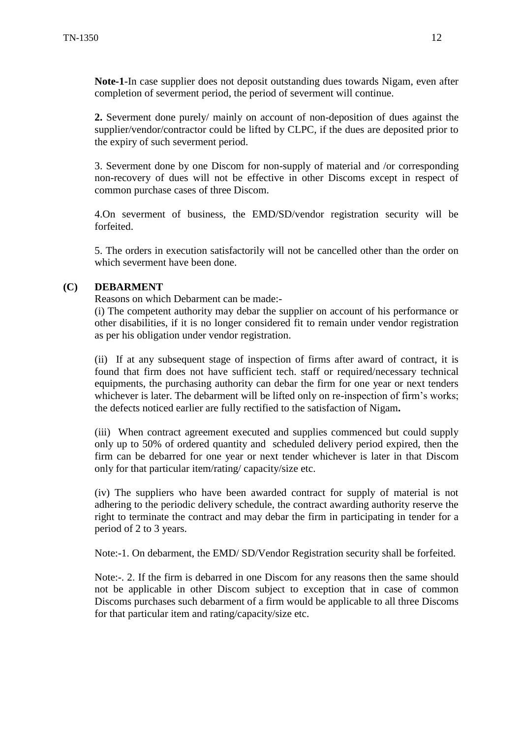**Note-1**-In case supplier does not deposit outstanding dues towards Nigam, even after completion of severment period, the period of severment will continue.

**2.** Severment done purely/ mainly on account of non-deposition of dues against the supplier/vendor/contractor could be lifted by CLPC, if the dues are deposited prior to the expiry of such severment period.

3. Severment done by one Discom for non-supply of material and /or corresponding non-recovery of dues will not be effective in other Discoms except in respect of common purchase cases of three Discom.

4.On severment of business, the EMD/SD/vendor registration security will be forfeited.

5. The orders in execution satisfactorily will not be cancelled other than the order on which severment have been done.

**(C) DEBARMENT**

Reasons on which Debarment can be made:-

(i) The competent authority may debar the supplier on account of his performance or other disabilities, if it is no longer considered fit to remain under vendor registration as per his obligation under vendor registration.

(ii) If at any subsequent stage of inspection of firms after award of contract, it is found that firm does not have sufficient tech. staff or required/necessary technical equipments, the purchasing authority can debar the firm for one year or next tenders whichever is later. The debarment will be lifted only on re-inspection of firm's works; the defects noticed earlier are fully rectified to the satisfaction of Nigam**.**

(iii) When contract agreement executed and supplies commenced but could supply only up to 50% of ordered quantity and scheduled delivery period expired, then the firm can be debarred for one year or next tender whichever is later in that Discom only for that particular item/rating/ capacity/size etc.

(iv) The suppliers who have been awarded contract for supply of material is not adhering to the periodic delivery schedule, the contract awarding authority reserve the right to terminate the contract and may debar the firm in participating in tender for a period of 2 to 3 years.

Note:-1. On debarment, the EMD/ SD/Vendor Registration security shall be forfeited.

Note:-. 2. If the firm is debarred in one Discom for any reasons then the same should not be applicable in other Discom subject to exception that in case of common Discoms purchases such debarment of a firm would be applicable to all three Discoms for that particular item and rating/capacity/size etc.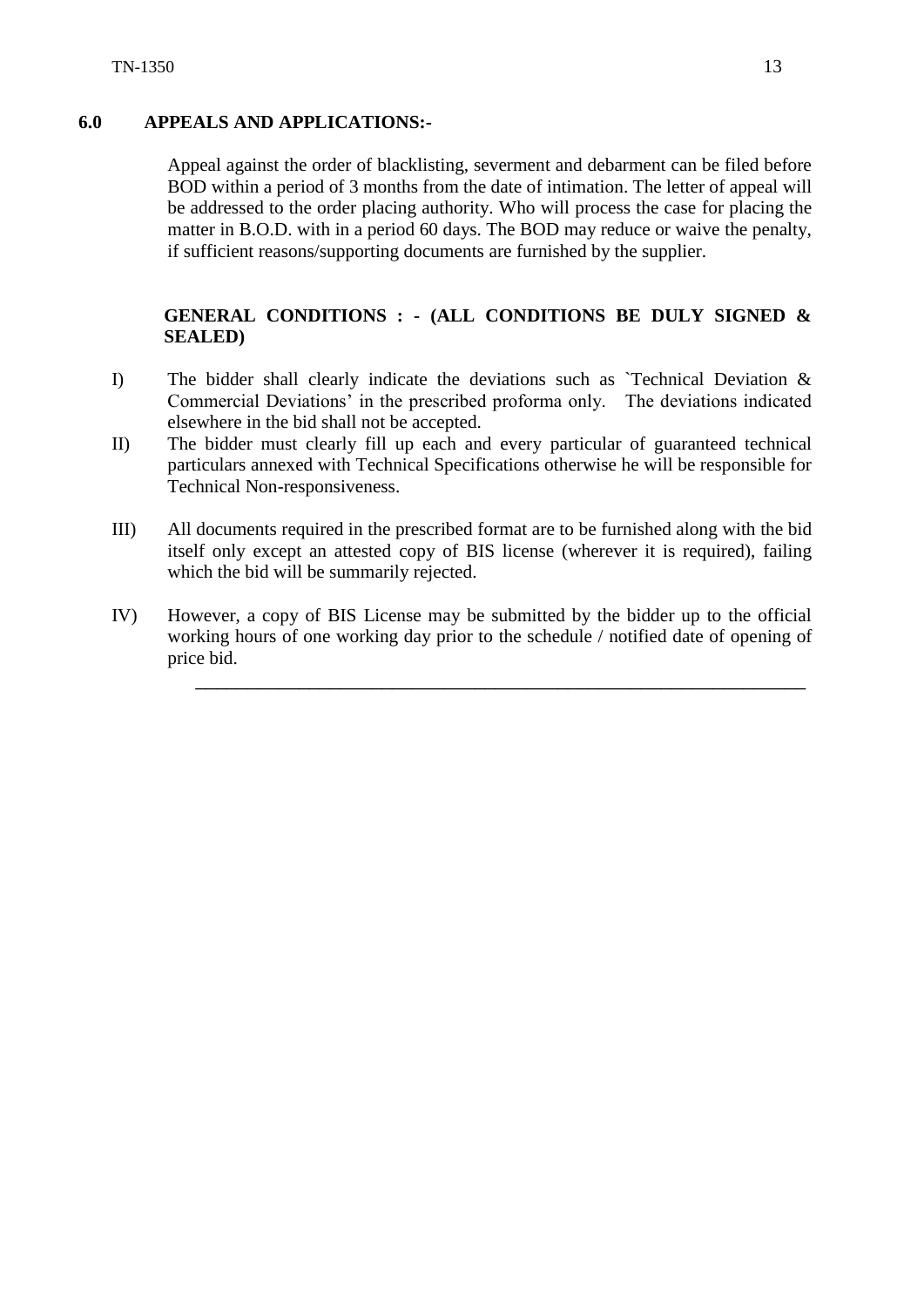## 6.0 APPEALS AND APPLICATIONS:-

Appeal against the order of blacklisting, severment and debarment can be filed before BOD within a period of 3 months from the date of intimation. The letter of appeal will be addressed to the order placing authority. Who will process the case for placing the matter in B.O.D. with in a period 60 days. The BOD may reduce or waive the penalty, if sufficient reasons/supporting documents are furnished by the supplier.

**GENERAL CONDITIONS : - (ALL CONDITIONS BE DULY SIGNED & SEALED)**

I) The bidder shall clearly indicate the deviations such as `Technical Deviation & Commercial Deviations' in the prescribed proforma only. The deviations indicated elsewhere in the bid shall not be accepted.

II) The bidder must clearly fill up each and every particular of guaranteed technical particulars annexed with Technical Specifications otherwise he will be responsible for Technical Non-responsiveness.

III) All documents required in the prescribed format are to be furnished along with the bid itself only except an attested copy of BIS license (wherever it is required), failing which the bid will be summarily rejected.

IV) However, a copy of BIS License may be submitted by the bidder up to the official working hours of one working day prior to the schedule / notified date of opening of price bid.

---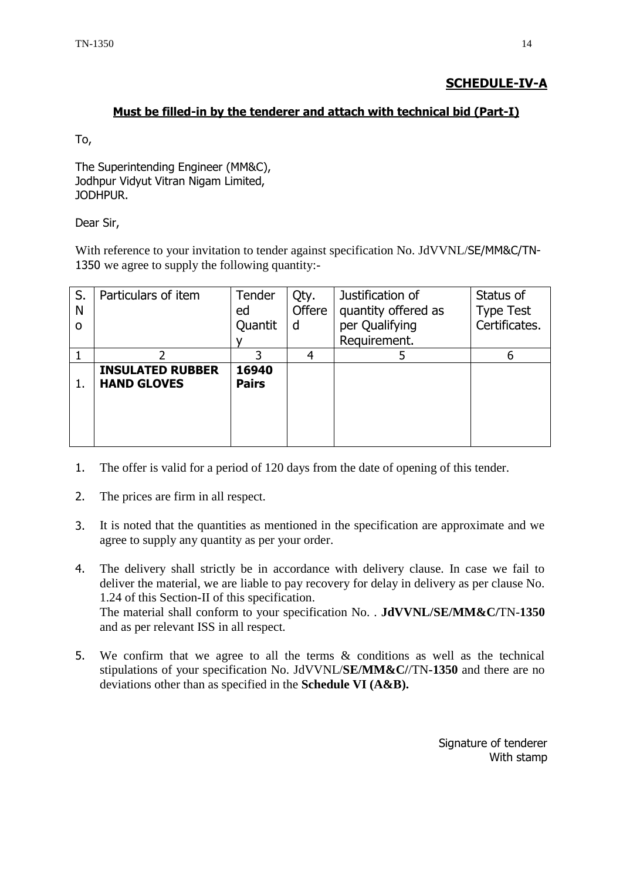## SCHEDULE-IV-A

**Must be filled-in by the tenderer and attach with technical bid (Part-I)**

To,

The Superintending Engineer (MM&C),
Jodhpur Vidyut Vitran Nigam Limited,
JODHPUR.

Dear Sir,

With reference to your invitation to tender against specification No. JdVVNL/SE/MM&C/TN-1350 we agree to supply the following quantity:-

| S. No | Particulars of item | Tendered Quantity | Qty. Offered | Justification of quantity offered as per Qualifying Requirement. | Status of Type Test Certificates. |
|---|---|---|---|---|---|
| 1 | 2 | 3 | 4 | 5 | 6 |
| 1. | **INSULATED RUBBER HAND GLOVES** | **16940 Pairs** | | | |

1. The offer is valid for a period of 120 days from the date of opening of this tender.
2. The prices are firm in all respect.
3. It is noted that the quantities as mentioned in the specification are approximate and we agree to supply any quantity as per your order.
4. The delivery shall strictly be in accordance with delivery clause. In case we fail to deliver the material, we are liable to pay recovery for delay in delivery as per clause No. 1.24 of this Section-II of this specification.
   The material shall conform to your specification No. . **JdVVNL/SE/MM&C/**TN**-1350** and as per relevant ISS in all respect.
5. We confirm that we agree to all the terms & conditions as well as the technical stipulations of your specification No. JdVVNL/**SE/MM&C/**/TN**-1350** and there are no deviations other than as specified in the **Schedule VI (A&B).**

Signature of tenderer
With stamp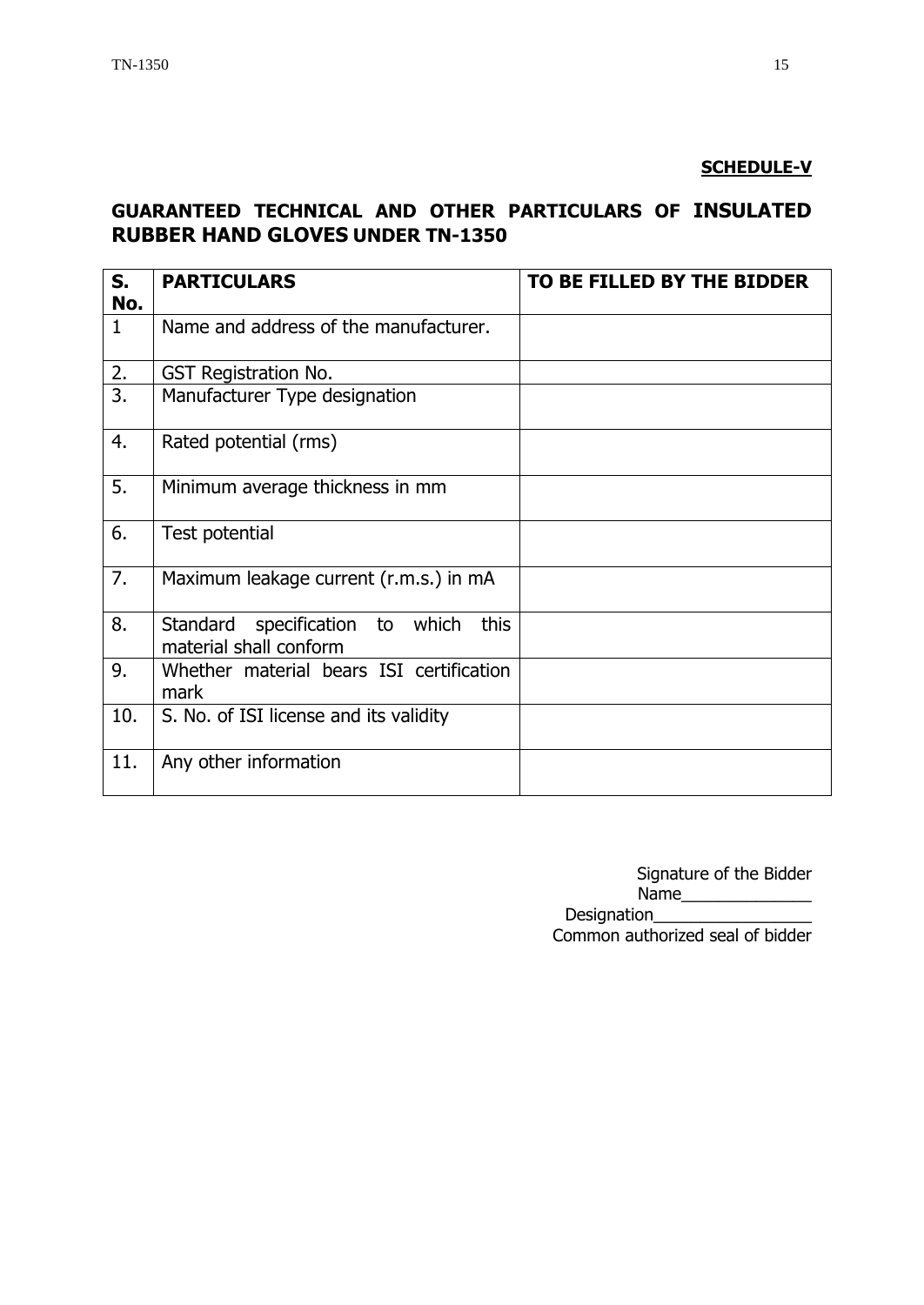**SCHEDULE-V**

## GUARANTEED TECHNICAL AND OTHER PARTICULARS OF INSULATED RUBBER HAND GLOVES UNDER TN-1350

| S. No. | PARTICULARS | TO BE FILLED BY THE BIDDER |
|---|---|---|
| 1 | Name and address of the manufacturer. | |
| 2. | GST Registration No. | |
| 3. | Manufacturer Type designation | |
| 4. | Rated potential (rms) | |
| 5. | Minimum average thickness in mm | |
| 6. | Test potential | |
| 7. | Maximum leakage current (r.m.s.) in mA | |
| 8. | Standard specification to which this material shall conform | |
| 9. | Whether material bears ISI certification mark | |
| 10. | S. No. of ISI license and its validity | |
| 11. | Any other information | |

Signature of the Bidder
Name______________
Designation_________________
Common authorized seal of bidder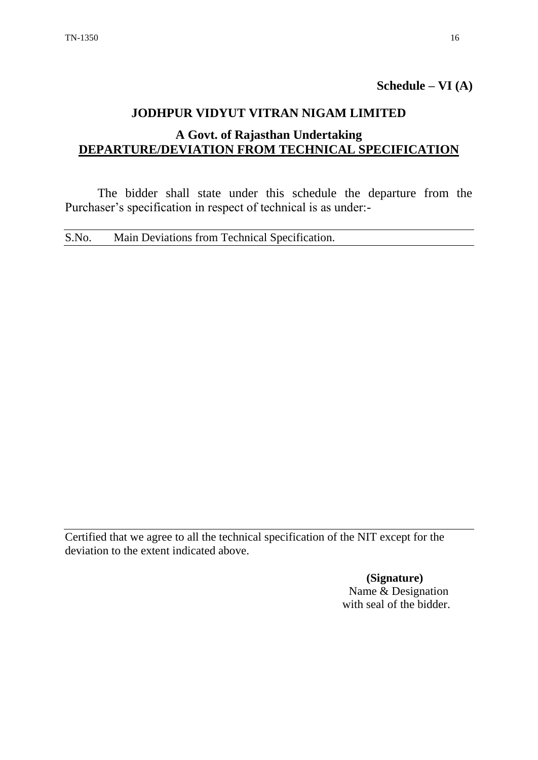**Schedule – VI (A)**

## JODHPUR VIDYUT VITRAN NIGAM LIMITED

### A Govt. of Rajasthan Undertaking

### DEPARTURE/DEVIATION FROM TECHNICAL SPECIFICATION

The bidder shall state under this schedule the departure from the Purchaser's specification in respect of technical is as under:-

| S.No. | Main Deviations from Technical Specification. |
|---|---|
| | |

Certified that we agree to all the technical specification of the NIT except for the deviation to the extent indicated above.

**(Signature)**
Name & Designation
with seal of the bidder.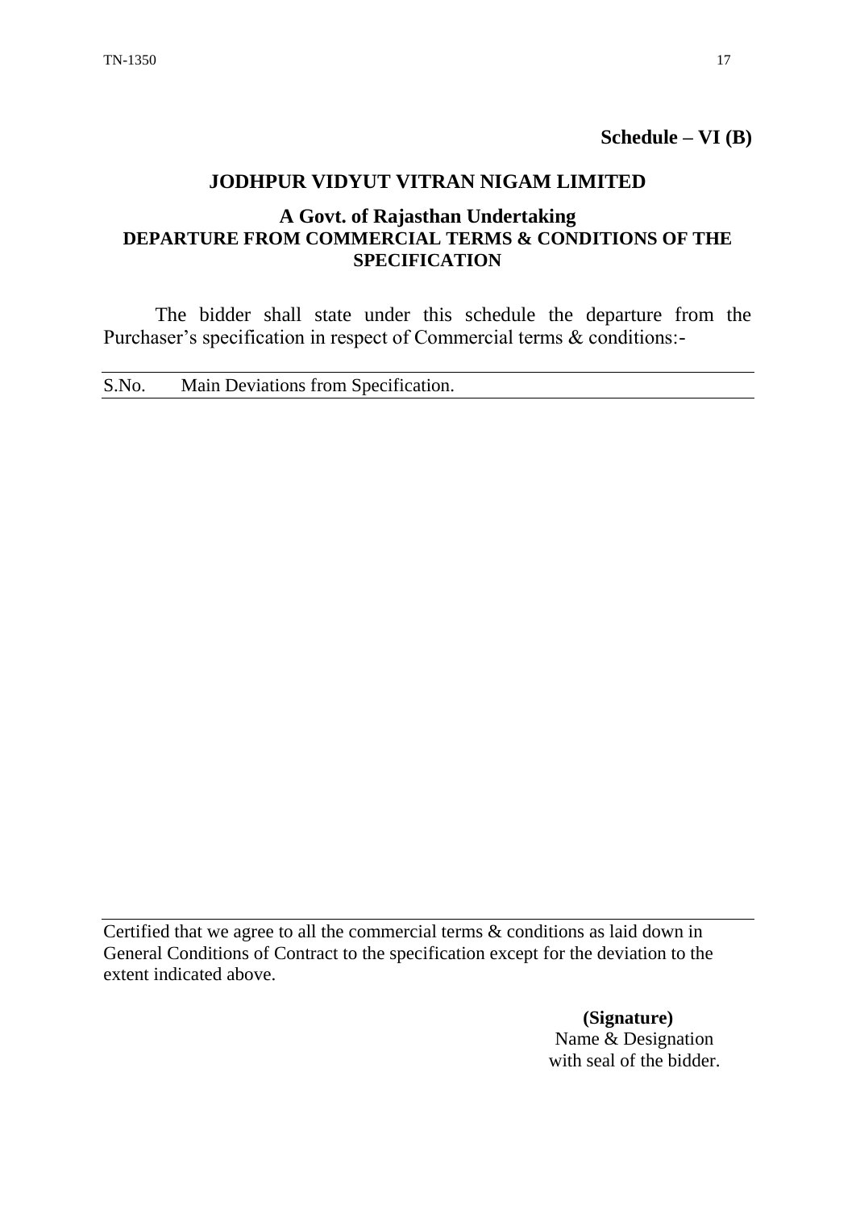**Schedule – VI (B)**

## JODHPUR VIDYUT VITRAN NIGAM LIMITED

### A Govt. of Rajasthan Undertaking

### DEPARTURE FROM COMMERCIAL TERMS & CONDITIONS OF THE SPECIFICATION

The bidder shall state under this schedule the departure from the Purchaser's specification in respect of Commercial terms & conditions:-

| S.No. | Main Deviations from Specification. |
|---|---|
| | |

Certified that we agree to all the commercial terms & conditions as laid down in General Conditions of Contract to the specification except for the deviation to the extent indicated above.

**(Signature)**
Name & Designation
with seal of the bidder.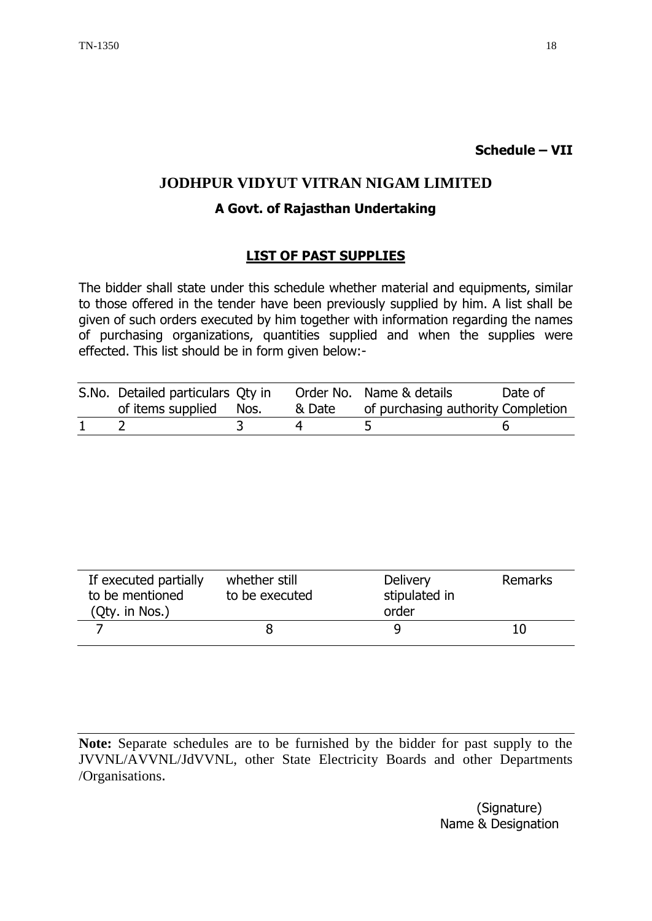**Schedule – VII**

# JODHPUR VIDYUT VITRAN NIGAM LIMITED

## A Govt. of Rajasthan Undertaking

### LIST OF PAST SUPPLIES

The bidder shall state under this schedule whether material and equipments, similar to those offered in the tender have been previously supplied by him. A list shall be given of such orders executed by him together with information regarding the names of purchasing organizations, quantities supplied and when the supplies were effected. This list should be in form given below:-

| S.No. | Detailed particulars of items supplied | Qty in Nos. | Order No. & Date | Name & details of purchasing authority | Date of Completion |
|---|---|---|---|---|---|
| 1 | 2 | 3 | 4 | 5 | 6 |

| If executed partially to be mentioned (Qty. in Nos.) | whether still to be executed | Delivery stipulated in order | Remarks |
|---|---|---|---|
| 7 | 8 | 9 | 10 |

**Note:** Separate schedules are to be furnished by the bidder for past supply to the JVVNL/AVVNL/JdVVNL, other State Electricity Boards and other Departments /Organisations.

(Signature)
Name & Designation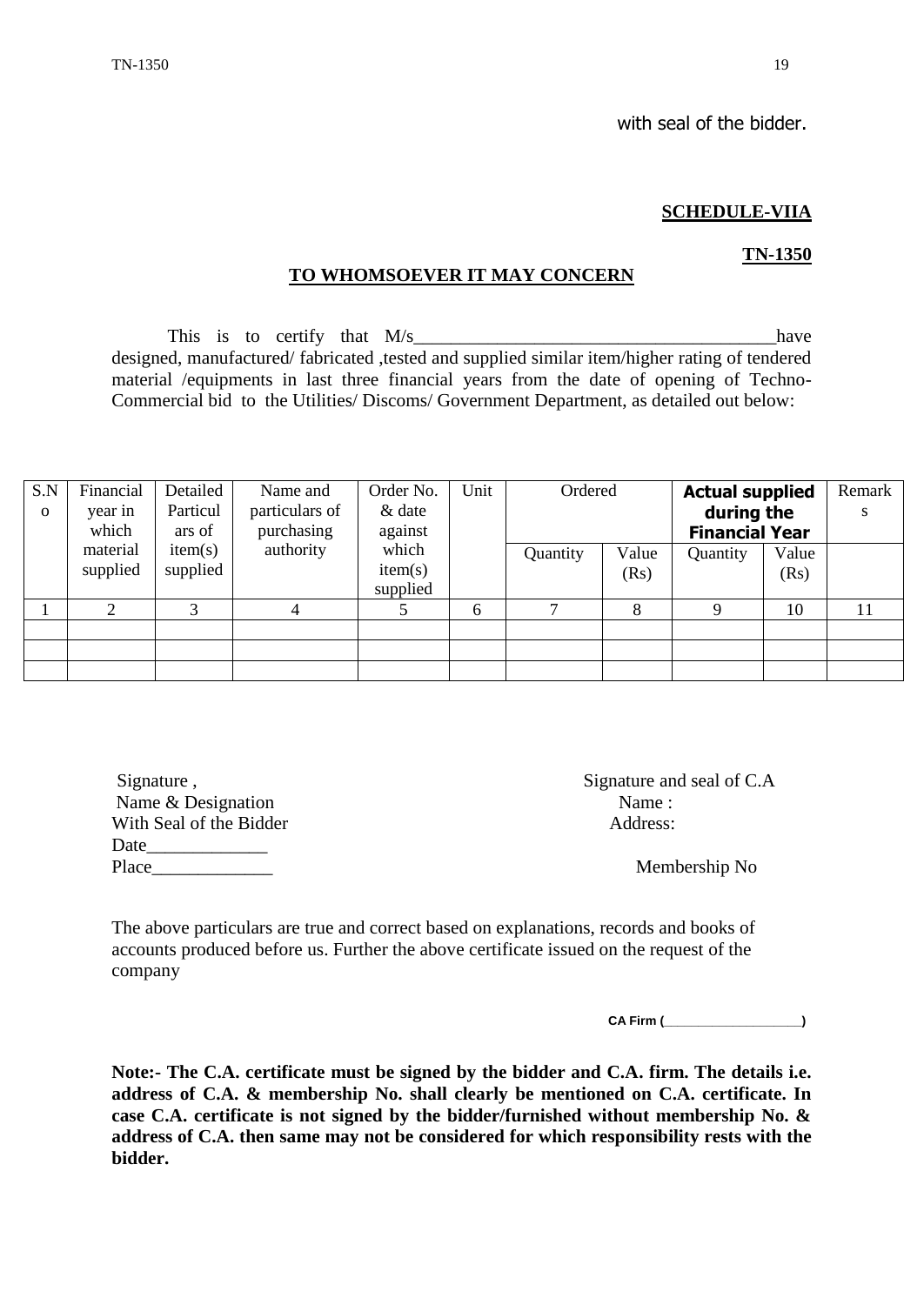with seal of the bidder.

**SCHEDULE-VIIA**

**TN-1350**

**TO WHOMSOEVER IT MAY CONCERN**

This is to certify that M/s______________________________________have designed, manufactured/ fabricated ,tested and supplied similar item/higher rating of tendered material /equipments in last three financial years from the date of opening of Techno-Commercial bid to the Utilities/ Discoms/ Government Department, as detailed out below:

| S.No | Financial year in which material supplied | Detailed Particulars of item(s) supplied | Name and particulars of purchasing authority | Order No. & date against which item(s) supplied | Unit | Ordered | | **Actual supplied during the Financial Year** | | Remarks |
|---|---|---|---|---|---|---|---|---|---|---|
| | | | | | | Quantity | Value (Rs) | Quantity | Value (Rs) | |
| 1 | 2 | 3 | 4 | 5 | 6 | 7 | 8 | 9 | 10 | 11 |
| | | | | | | | | | | |
| | | | | | | | | | | |
| | | | | | | | | | | |

Signature ,
Name & Designation
With Seal of the Bidder
Date_____________
Place_____________

Signature and seal of C.A
Name :
Address:

Membership No

The above particulars are true and correct based on explanations, records and books of accounts produced before us. Further the above certificate issued on the request of the company

**CA Firm (___________________)**

**Note:- The C.A. certificate must be signed by the bidder and C.A. firm. The details i.e. address of C.A. & membership No. shall clearly be mentioned on C.A. certificate. In case C.A. certificate is not signed by the bidder/furnished without membership No. & address of C.A. then same may not be considered for which responsibility rests with the bidder.**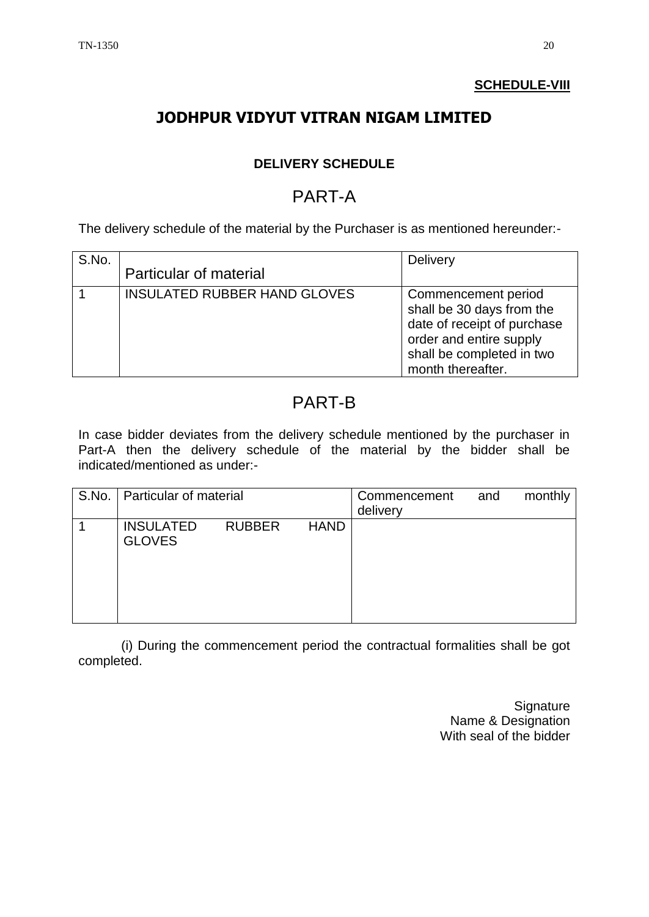**SCHEDULE-VIII**

# JODHPUR VIDYUT VITRAN NIGAM LIMITED

## DELIVERY SCHEDULE

## PART-A

The delivery schedule of the material by the Purchaser is as mentioned hereunder:-

| S.No. | Particular of material | Delivery |
|---|---|---|
| 1 | INSULATED RUBBER HAND GLOVES | Commencement period shall be 30 days from the date of receipt of purchase order and entire supply shall be completed in two month thereafter. |

## PART-B

In case bidder deviates from the delivery schedule mentioned by the purchaser in Part-A then the delivery schedule of the material by the bidder shall be indicated/mentioned as under:-

| S.No. | Particular of material | Commencement and monthly delivery |
|---|---|---|
| 1 | INSULATED RUBBER HAND GLOVES | |

(i) During the commencement period the contractual formalities shall be got completed.

Signature
Name & Designation
With seal of the bidder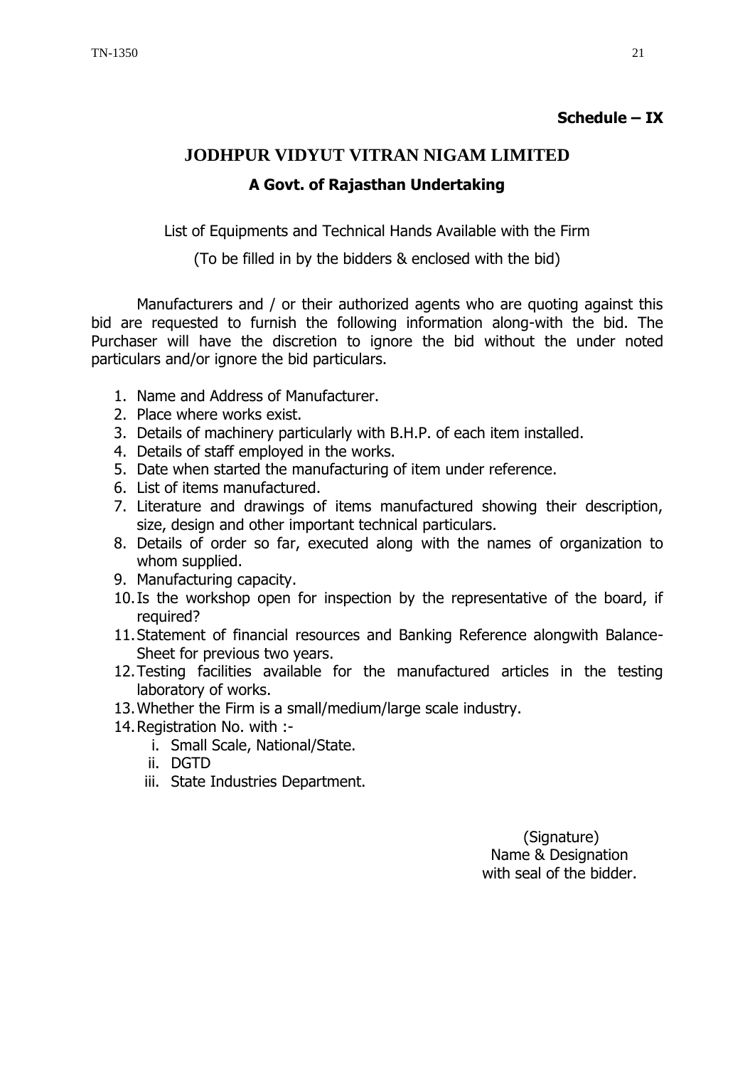**Schedule – IX**

# JODHPUR VIDYUT VITRAN NIGAM LIMITED

## A Govt. of Rajasthan Undertaking

List of Equipments and Technical Hands Available with the Firm

(To be filled in by the bidders & enclosed with the bid)

Manufacturers and / or their authorized agents who are quoting against this bid are requested to furnish the following information along-with the bid. The Purchaser will have the discretion to ignore the bid without the under noted particulars and/or ignore the bid particulars.

1. Name and Address of Manufacturer.
2. Place where works exist.
3. Details of machinery particularly with B.H.P. of each item installed.
4. Details of staff employed in the works.
5. Date when started the manufacturing of item under reference.
6. List of items manufactured.
7. Literature and drawings of items manufactured showing their description, size, design and other important technical particulars.
8. Details of order so far, executed along with the names of organization to whom supplied.
9. Manufacturing capacity.
10. Is the workshop open for inspection by the representative of the board, if required?
11. Statement of financial resources and Banking Reference alongwith Balance-Sheet for previous two years.
12. Testing facilities available for the manufactured articles in the testing laboratory of works.
13. Whether the Firm is a small/medium/large scale industry.
14. Registration No. with :-
    i. Small Scale, National/State.
    ii. DGTD
    iii. State Industries Department.

(Signature)
Name & Designation
with seal of the bidder.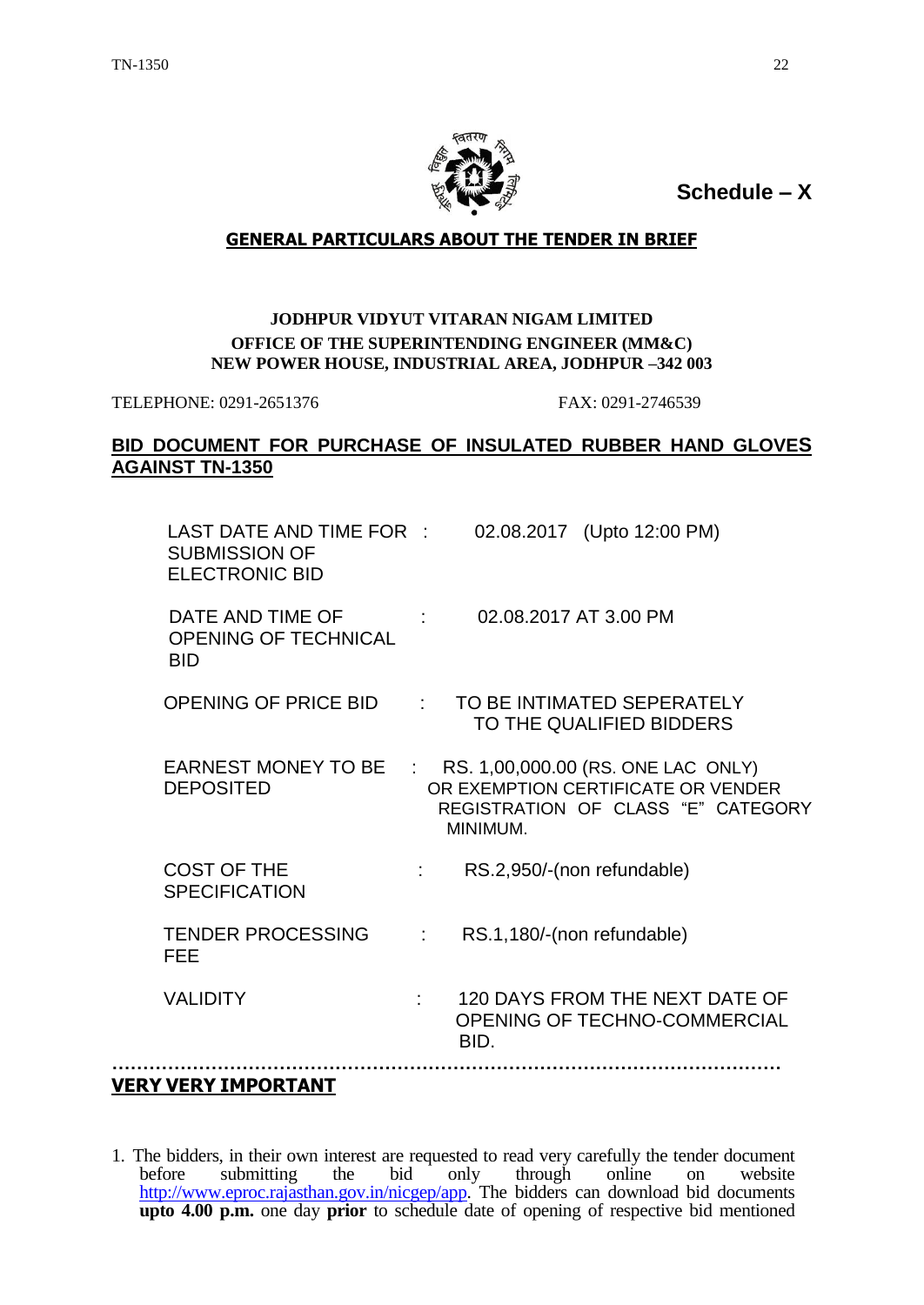**Schedule – X**

## GENERAL PARTICULARS ABOUT THE TENDER IN BRIEF

**JODHPUR VIDYUT VITARAN NIGAM LIMITED**
**OFFICE OF THE SUPERINTENDING ENGINEER (MM&C)**
**NEW POWER HOUSE, INDUSTRIAL AREA, JODHPUR –342 003**

TELEPHONE: 0291-2651376 FAX: 0291-2746539

**BID DOCUMENT FOR PURCHASE OF INSULATED RUBBER HAND GLOVES AGAINST TN-1350**

| | | |
|---|---|---|
| LAST DATE AND TIME FOR SUBMISSION OF ELECTRONIC BID | : | 02.08.2017 (Upto 12:00 PM) |
| DATE AND TIME OF OPENING OF TECHNICAL BID | : | 02.08.2017 AT 3.00 PM |
| OPENING OF PRICE BID | : | TO BE INTIMATED SEPERATELY TO THE QUALIFIED BIDDERS |
| EARNEST MONEY TO BE DEPOSITED | : | RS. 1,00,000.00 (RS. ONE LAC ONLY) OR EXEMPTION CERTIFICATE OR VENDER REGISTRATION OF CLASS "E" CATEGORY MINIMUM. |
| COST OF THE SPECIFICATION | : | RS.2,950/-(non refundable) |
| TENDER PROCESSING FEE | : | RS.1,180/-(non refundable) |
| VALIDITY | : | 120 DAYS FROM THE NEXT DATE OF OPENING OF TECHNO-COMMERCIAL BID. |

.................................................................................................................

**VERY VERY IMPORTANT**

1. The bidders, in their own interest are requested to read very carefully the tender document before submitting the bid only through online on website http://www.eproc.rajasthan.gov.in/nicgep/app. The bidders can download bid documents **upto 4.00 p.m.** one day **prior** to schedule date of opening of respective bid mentioned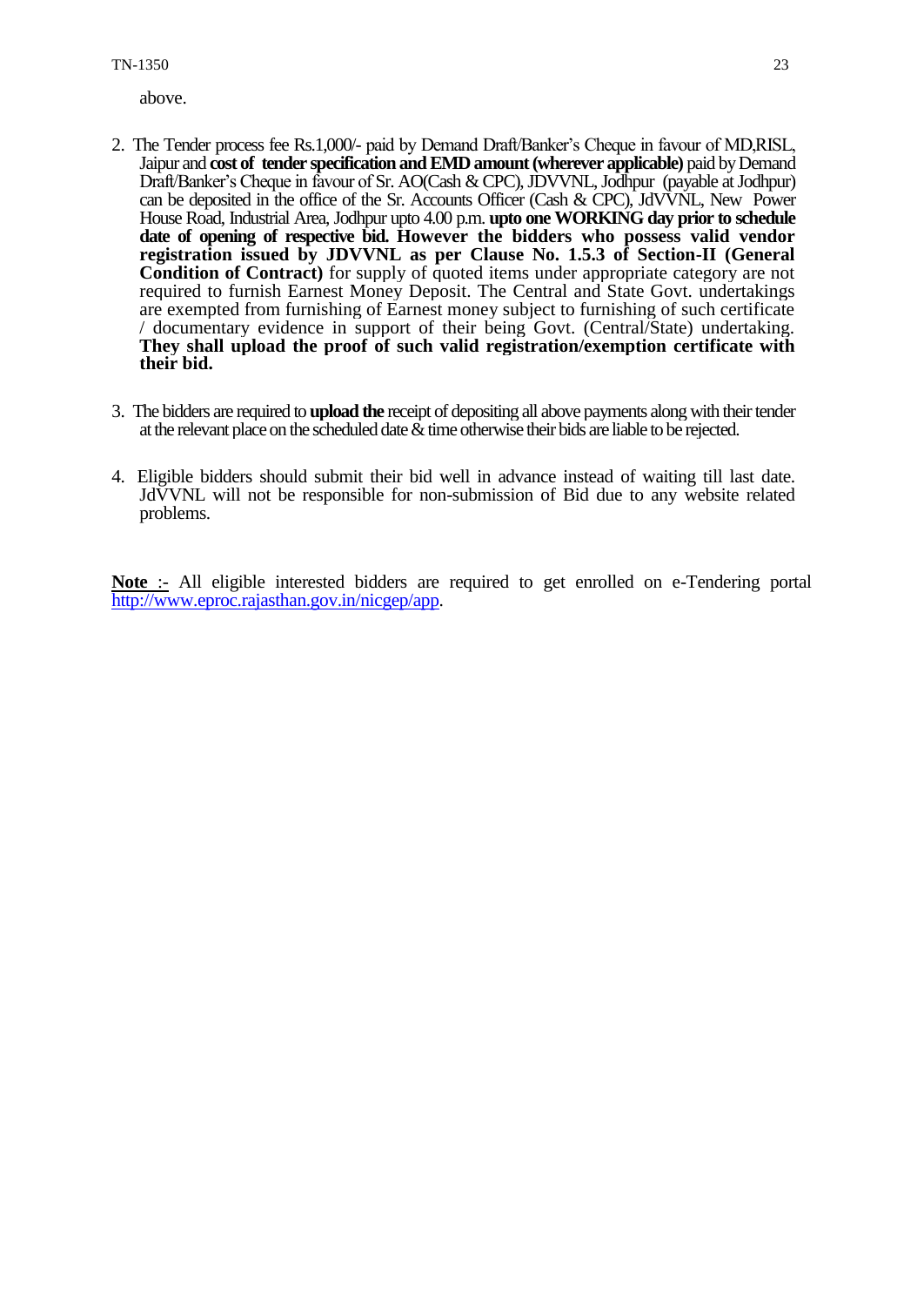above.

2. The Tender process fee Rs.1,000/- paid by Demand Draft/Banker's Cheque in favour of MD,RISL, Jaipur and **cost of tender specification and EMD amount (wherever applicable)** paid by Demand Draft/Banker's Cheque in favour of Sr. AO(Cash & CPC), JDVVNL, Jodhpur (payable at Jodhpur) can be deposited in the office of the Sr. Accounts Officer (Cash & CPC), JdVVNL, New Power House Road, Industrial Area, Jodhpur upto 4.00 p.m. **upto one WORKING day prior to schedule date of opening of respective bid. However the bidders who possess valid vendor registration issued by JDVVNL as per Clause No. 1.5.3 of Section-II (General Condition of Contract)** for supply of quoted items under appropriate category are not required to furnish Earnest Money Deposit. The Central and State Govt. undertakings are exempted from furnishing of Earnest money subject to furnishing of such certificate / documentary evidence in support of their being Govt. (Central/State) undertaking. **They shall upload the proof of such valid registration/exemption certificate with their bid.**

3. The bidders are required to **upload the** receipt of depositing all above payments along with their tender at the relevant place on the scheduled date & time otherwise their bids are liable to be rejected.

4. Eligible bidders should submit their bid well in advance instead of waiting till last date. JdVVNL will not be responsible for non-submission of Bid due to any website related problems.

**Note** :- All eligible interested bidders are required to get enrolled on e-Tendering portal http://www.eproc.rajasthan.gov.in/nicgep/app.